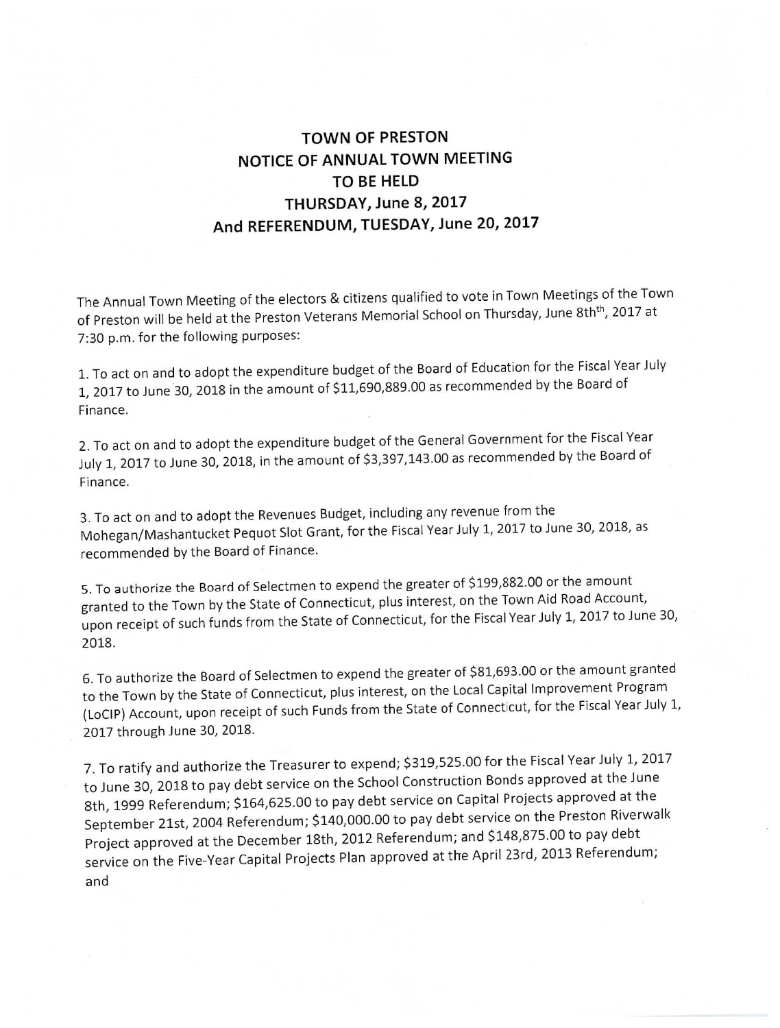# TOWN OF PRESTON
# NOTICE OF ANNUAL TOWN MEETING
# TO BE HELD
# THURSDAY, June 8, 2017
# And REFERENDUM, TUESDAY, June 20, 2017

The Annual Town Meeting of the electors & citizens qualified to vote in Town Meetings of the Town of Preston will be held at the Preston Veterans Memorial School on Thursday, June 8th[th], 2017 at 7:30 p.m. for the following purposes:

1. To act on and to adopt the expenditure budget of the Board of Education for the Fiscal Year July 1, 2017 to June 30, 2018 in the amount of $11,690,889.00 as recommended by the Board of Finance.

2. To act on and to adopt the expenditure budget of the General Government for the Fiscal Year July 1, 2017 to June 30, 2018, in the amount of $3,397,143.00 as recommended by the Board of Finance.

3. To act on and to adopt the Revenues Budget, including any revenue from the Mohegan/Mashantucket Pequot Slot Grant, for the Fiscal Year July 1, 2017 to June 30, 2018, as recommended by the Board of Finance.

5. To authorize the Board of Selectmen to expend the greater of $199,882.00 or the amount granted to the Town by the State of Connecticut, plus interest, on the Town Aid Road Account, upon receipt of such funds from the State of Connecticut, for the Fiscal Year July 1, 2017 to June 30, 2018.

6. To authorize the Board of Selectmen to expend the greater of $81,693.00 or the amount granted to the Town by the State of Connecticut, plus interest, on the Local Capital Improvement Program (LoCIP) Account, upon receipt of such Funds from the State of Connecticut, for the Fiscal Year July 1, 2017 through June 30, 2018.

7. To ratify and authorize the Treasurer to expend; $319,525.00 for the Fiscal Year July 1, 2017 to June 30, 2018 to pay debt service on the School Construction Bonds approved at the June 8th, 1999 Referendum; $164,625.00 to pay debt service on Capital Projects approved at the September 21st, 2004 Referendum; $140,000.00 to pay debt service on the Preston Riverwalk Project approved at the December 18th, 2012 Referendum; and $148,875.00 to pay debt service on the Five-Year Capital Projects Plan approved at the April 23rd, 2013 Referendum; and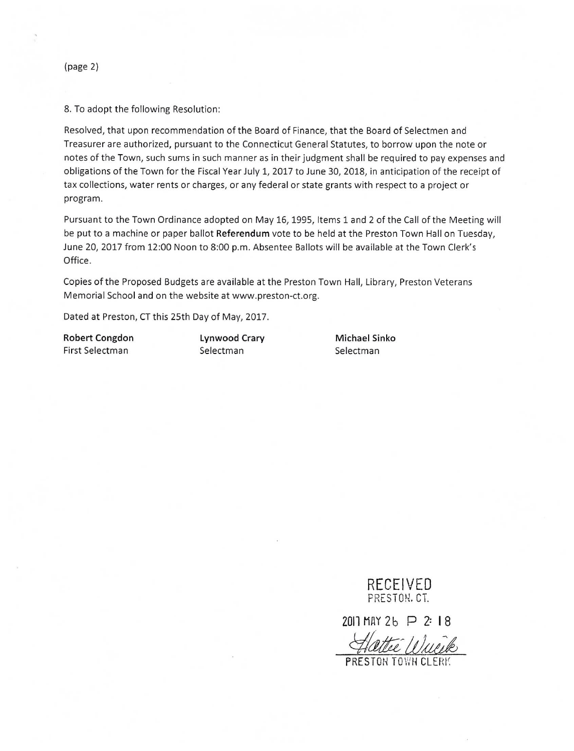(page 2)

8. To adopt the following Resolution:

Resolved, that upon recommendation of the Board of Finance, that the Board of Selectmen and Treasurer are authorized, pursuant to the Connecticut General Statutes, to borrow upon the note or notes of the Town, such sums in such manner as in their judgment shall be required to pay expenses and obligations of the Town for the Fiscal Year July 1, 2017 to June 30, 2018, in anticipation of the receipt of tax collections, water rents or charges, or any federal or state grants with respect to a project or program.

Pursuant to the Town Ordinance adopted on May 16, 1995, Items 1 and 2 of the Call of the Meeting will be put to a machine or paper ballot **Referendum** vote to be held at the Preston Town Hall on Tuesday, June 20, 2017 from 12:00 Noon to 8:00 p.m. Absentee Ballots will be available at the Town Clerk's Office.

Copies of the Proposed Budgets are available at the Preston Town Hall, Library, Preston Veterans Memorial School and on the website at www.preston-ct.org.

Dated at Preston, CT this 25th Day of May, 2017.

**Robert Congdon**
First Selectman

**Lynwood Crary**
Selectman

**Michael Sinko**
Selectman

RECEIVED
PRESTON, CT.

2017 MAY 26 P 2: 18

Hattie Wucik
PRESTON TOWN CLERK